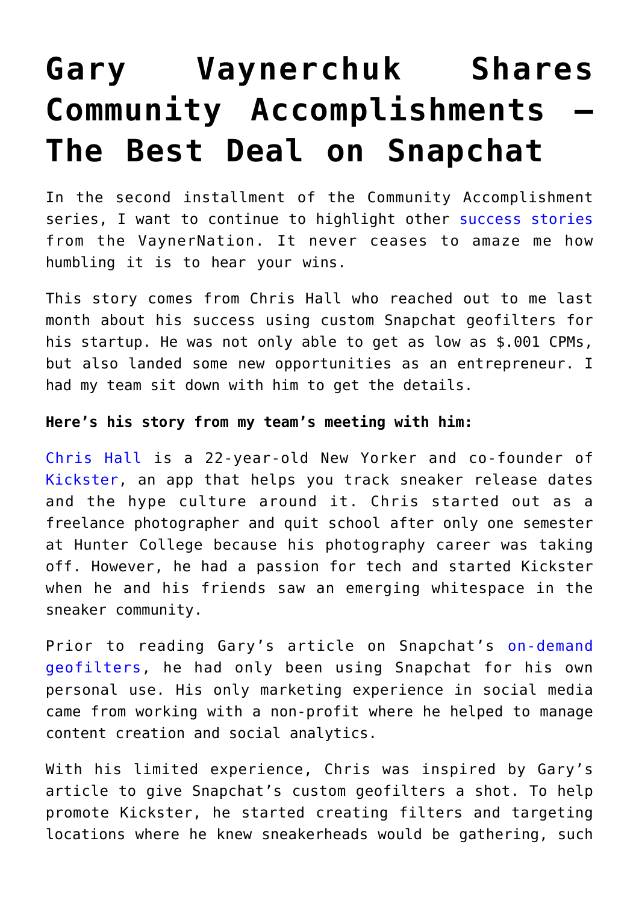# Gary Vaynerchuk Shares Community Accomplishments – The Best Deal on Snapchat

In the second installment of the Community Accomplishment series, I want to continue to highlight other success stories from the VaynerNation. It never ceases to amaze me how humbling it is to hear your wins.

This story comes from Chris Hall who reached out to me last month about his success using custom Snapchat geofilters for his startup. He was not only able to get as low as $.001 CPMs, but also landed some new opportunities as an entrepreneur. I had my team sit down with him to get the details.

**Here's his story from my team's meeting with him:**

Chris Hall is a 22-year-old New Yorker and co-founder of Kickster, an app that helps you track sneaker release dates and the hype culture around it. Chris started out as a freelance photographer and quit school after only one semester at Hunter College because his photography career was taking off. However, he had a passion for tech and started Kickster when he and his friends saw an emerging whitespace in the sneaker community.

Prior to reading Gary's article on Snapchat's on-demand geofilters, he had only been using Snapchat for his own personal use. His only marketing experience in social media came from working with a non-profit where he helped to manage content creation and social analytics.

With his limited experience, Chris was inspired by Gary's article to give Snapchat's custom geofilters a shot. To help promote Kickster, he started creating filters and targeting locations where he knew sneakerheads would be gathering, such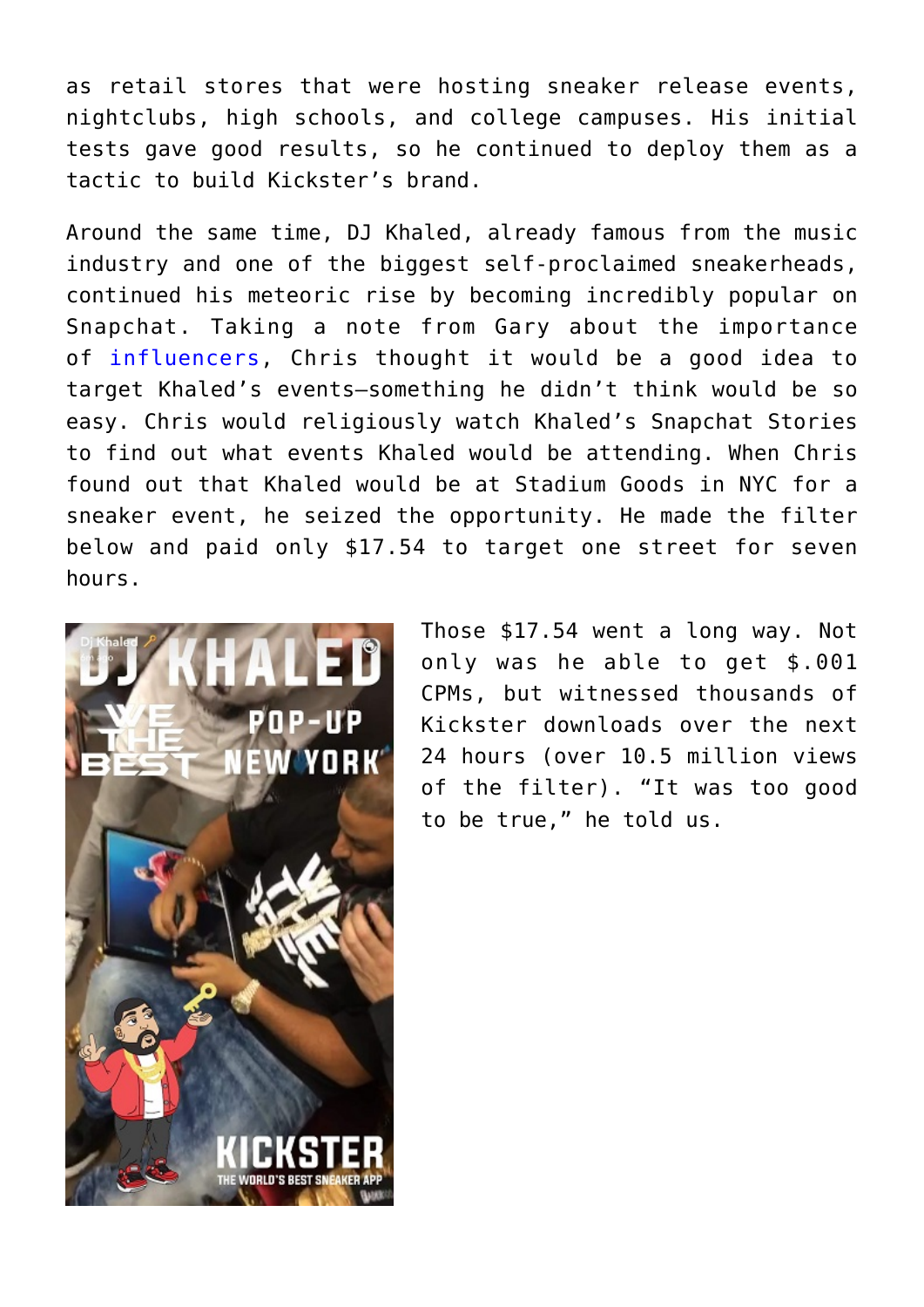as retail stores that were hosting sneaker release events, nightclubs, high schools, and college campuses. His initial tests gave good results, so he continued to deploy them as a tactic to build Kickster's brand.

Around the same time, DJ Khaled, already famous from the music industry and one of the biggest self-proclaimed sneakerheads, continued his meteoric rise by becoming incredibly popular on Snapchat. Taking a note from Gary about the importance of influencers, Chris thought it would be a good idea to target Khaled's events—something he didn't think would be so easy. Chris would religiously watch Khaled's Snapchat Stories to find out what events Khaled would be attending. When Chris found out that Khaled would be at Stadium Goods in NYC for a sneaker event, he seized the opportunity. He made the filter below and paid only $17.54 to target one street for seven hours.

Those $17.54 went a long way. Not only was he able to get $.001 CPMs, but witnessed thousands of Kickster downloads over the next 24 hours (over 10.5 million views of the filter). "It was too good to be true," he told us.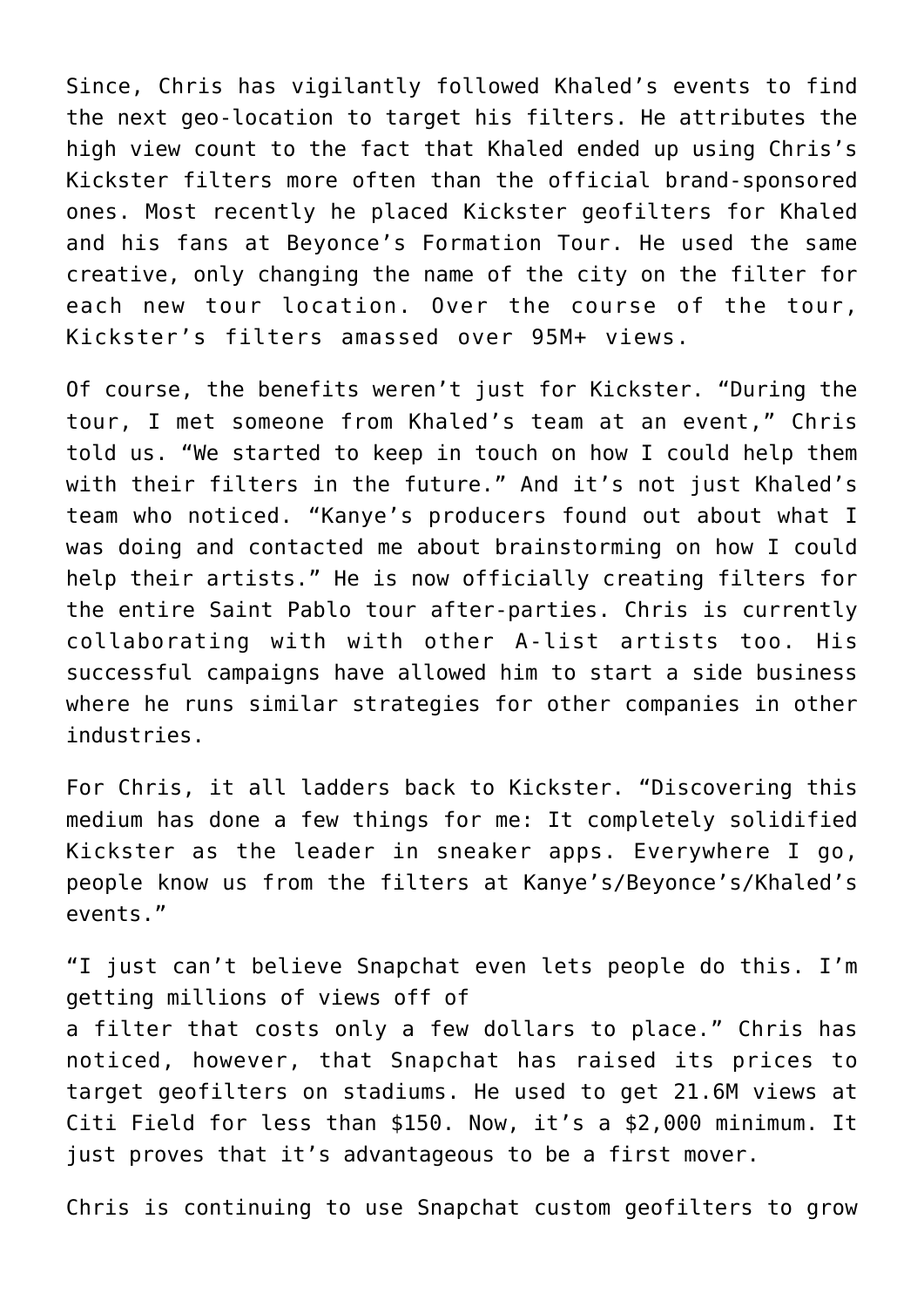Since, Chris has vigilantly followed Khaled's events to find the next geo-location to target his filters. He attributes the high view count to the fact that Khaled ended up using Chris's Kickster filters more often than the official brand-sponsored ones. Most recently he placed Kickster geofilters for Khaled and his fans at Beyonce's Formation Tour. He used the same creative, only changing the name of the city on the filter for each new tour location. Over the course of the tour, Kickster's filters amassed over 95M+ views.

Of course, the benefits weren't just for Kickster. "During the tour, I met someone from Khaled's team at an event," Chris told us. "We started to keep in touch on how I could help them with their filters in the future." And it's not just Khaled's team who noticed. "Kanye's producers found out about what I was doing and contacted me about brainstorming on how I could help their artists." He is now officially creating filters for the entire Saint Pablo tour after-parties. Chris is currently collaborating with with other A-list artists too. His successful campaigns have allowed him to start a side business where he runs similar strategies for other companies in other industries.

For Chris, it all ladders back to Kickster. "Discovering this medium has done a few things for me: It completely solidified Kickster as the leader in sneaker apps. Everywhere I go, people know us from the filters at Kanye's/Beyonce's/Khaled's events."

"I just can't believe Snapchat even lets people do this. I'm getting millions of views off of a filter that costs only a few dollars to place." Chris has noticed, however, that Snapchat has raised its prices to target geofilters on stadiums. He used to get 21.6M views at Citi Field for less than $150. Now, it's a $2,000 minimum. It just proves that it's advantageous to be a first mover.

Chris is continuing to use Snapchat custom geofilters to grow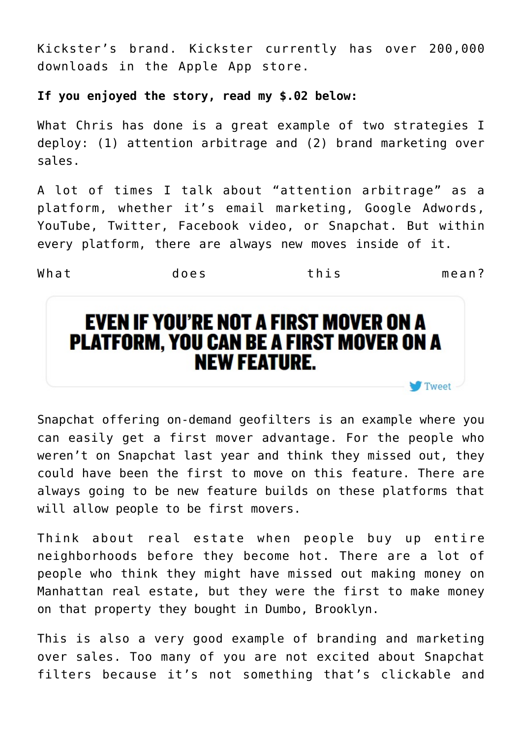Kickster's brand. Kickster currently has over 200,000 downloads in the Apple App store.

**If you enjoyed the story, read my $.02 below:**

What Chris has done is a great example of two strategies I deploy: (1) attention arbitrage and (2) brand marketing over sales.

A lot of times I talk about "attention arbitrage" as a platform, whether it's email marketing, Google Adwords, YouTube, Twitter, Facebook video, or Snapchat. But within every platform, there are always new moves inside of it.

What does this mean?

**EVEN IF YOU'RE NOT A FIRST MOVER ON A PLATFORM, YOU CAN BE A FIRST MOVER ON A NEW FEATURE.**

Tweet

Snapchat offering on-demand geofilters is an example where you can easily get a first mover advantage. For the people who weren't on Snapchat last year and think they missed out, they could have been the first to move on this feature. There are always going to be new feature builds on these platforms that will allow people to be first movers.

Think about real estate when people buy up entire neighborhoods before they become hot. There are a lot of people who think they might have missed out making money on Manhattan real estate, but they were the first to make money on that property they bought in Dumbo, Brooklyn.

This is also a very good example of branding and marketing over sales. Too many of you are not excited about Snapchat filters because it's not something that's clickable and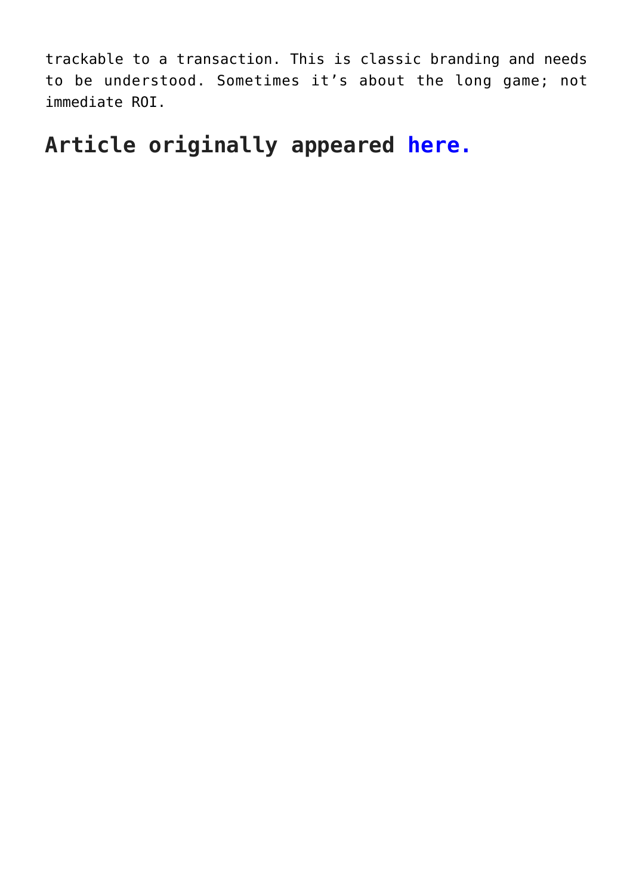trackable to a transaction. This is classic branding and needs to be understood. Sometimes it’s about the long game; not immediate ROI.

## Article originally appeared here.